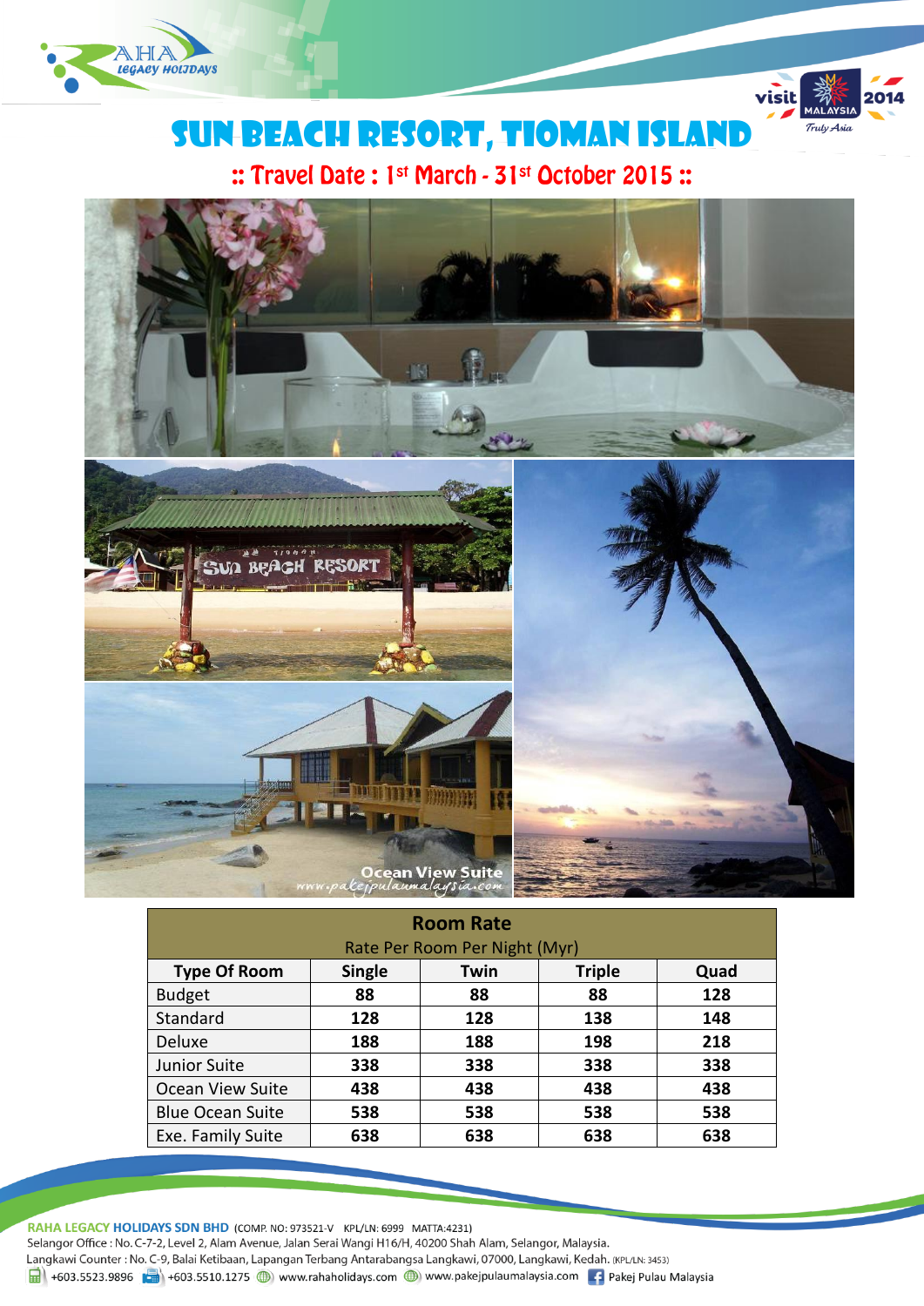# SUN BEACH RESORT, TIOMAN ISLAND

## :: Travel Date : 1st March - 31st October 2015 ::

| Room Rate<br>Rate Per Room Per Night (Myr) | | | | |
|---|---|---|---|---|
| **Type Of Room** | **Single** | **Twin** | **Triple** | **Quad** |
| Budget | 88 | 88 | 88 | 128 |
| Standard | 128 | 128 | 138 | 148 |
| Deluxe | 188 | 188 | 198 | 218 |
| Junior Suite | 338 | 338 | 338 | 338 |
| Ocean View Suite | 438 | 438 | 438 | 438 |
| Blue Ocean Suite | 538 | 538 | 538 | 538 |
| Exe. Family Suite | 638 | 638 | 638 | 638 |

**RAHA LEGACY HOLIDAYS SDN BHD** (COMP. NO: 973521-V KPL/LN: 6999 MATTA:4231)
Selangor Office : No. C-7-2, Level 2, Alam Avenue, Jalan Serai Wangi H16/H, 40200 Shah Alam, Selangor, Malaysia.
Langkawi Counter : No. C-9, Balai Ketibaan, Lapangan Terbang Antarabangsa Langkawi, 07000, Langkawi, Kedah. (KPL/LN: 3453)
+603.5523.9896 | +603.5510.1275 | www.rahaholidays.com | www.pakejpulaumalaysia.com | Pakej Pulau Malaysia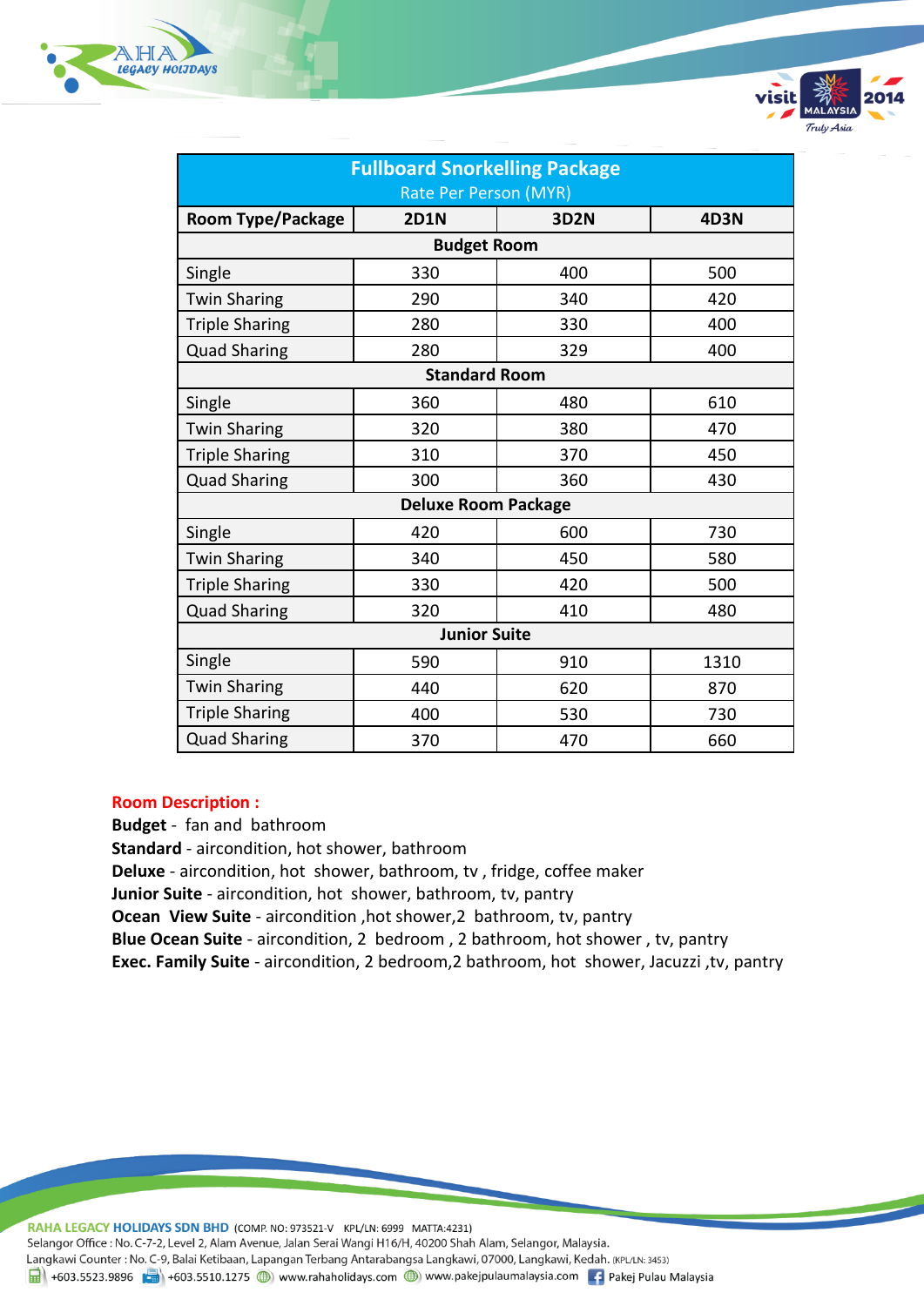| Fullboard Snorkelling Package<br>Rate Per Person (MYR) | | | |
|---|---|---|---|
| **Room Type/Package** | **2D1N** | **3D2N** | **4D3N** |
| **Budget Room** | | | |
| Single | 330 | 400 | 500 |
| Twin Sharing | 290 | 340 | 420 |
| Triple Sharing | 280 | 330 | 400 |
| Quad Sharing | 280 | 329 | 400 |
| **Standard Room** | | | |
| Single | 360 | 480 | 610 |
| Twin Sharing | 320 | 380 | 470 |
| Triple Sharing | 310 | 370 | 450 |
| Quad Sharing | 300 | 360 | 430 |
| **Deluxe Room Package** | | | |
| Single | 420 | 600 | 730 |
| Twin Sharing | 340 | 450 | 580 |
| Triple Sharing | 330 | 420 | 500 |
| Quad Sharing | 320 | 410 | 480 |
| **Junior Suite** | | | |
| Single | 590 | 910 | 1310 |
| Twin Sharing | 440 | 620 | 870 |
| Triple Sharing | 400 | 530 | 730 |
| Quad Sharing | 370 | 470 | 660 |

**Room Description :**

**Budget** - fan and bathroom
**Standard** - aircondition, hot shower, bathroom
**Deluxe** - aircondition, hot shower, bathroom, tv , fridge, coffee maker
**Junior Suite** - aircondition, hot shower, bathroom, tv, pantry
**Ocean View Suite** - aircondition ,hot shower,2 bathroom, tv, pantry
**Blue Ocean Suite** - aircondition, 2 bedroom , 2 bathroom, hot shower , tv, pantry
**Exec. Family Suite** - aircondition, 2 bedroom,2 bathroom, hot shower, Jacuzzi ,tv, pantry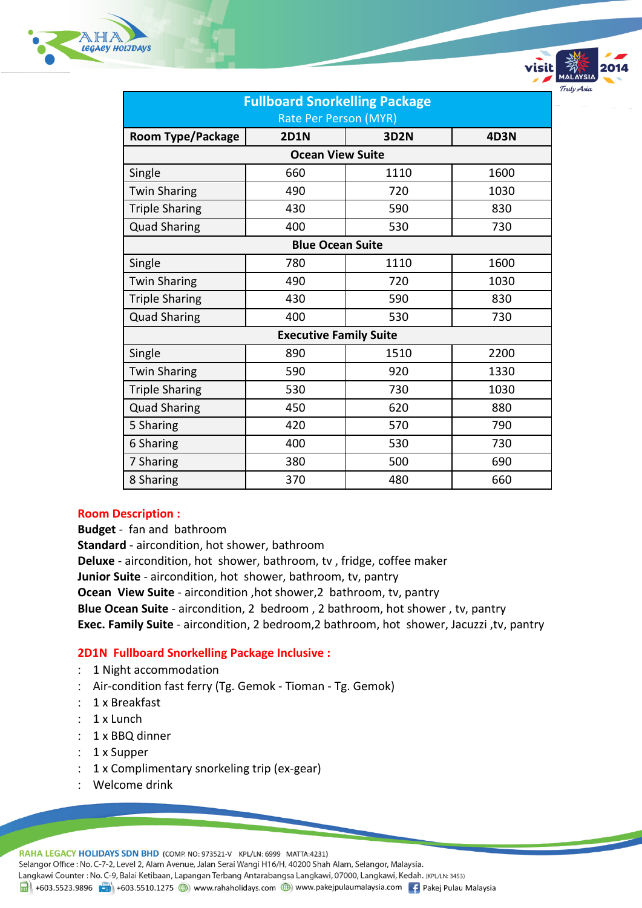| Fullboard Snorkelling Package<br>Rate Per Person (MYR) | | | |
|---|---|---|---|
| **Room Type/Package** | **2D1N** | **3D2N** | **4D3N** |
| **Ocean View Suite** | | | |
| Single | 660 | 1110 | 1600 |
| Twin Sharing | 490 | 720 | 1030 |
| Triple Sharing | 430 | 590 | 830 |
| Quad Sharing | 400 | 530 | 730 |
| **Blue Ocean Suite** | | | |
| Single | 780 | 1110 | 1600 |
| Twin Sharing | 490 | 720 | 1030 |
| Triple Sharing | 430 | 590 | 830 |
| Quad Sharing | 400 | 530 | 730 |
| **Executive Family Suite** | | | |
| Single | 890 | 1510 | 2200 |
| Twin Sharing | 590 | 920 | 1330 |
| Triple Sharing | 530 | 730 | 1030 |
| Quad Sharing | 450 | 620 | 880 |
| 5 Sharing | 420 | 570 | 790 |
| 6 Sharing | 400 | 530 | 730 |
| 7 Sharing | 380 | 500 | 690 |
| 8 Sharing | 370 | 480 | 660 |

**Room Description :**

**Budget** - fan and bathroom
**Standard** - aircondition, hot shower, bathroom
**Deluxe** - aircondition, hot shower, bathroom, tv , fridge, coffee maker
**Junior Suite** - aircondition, hot shower, bathroom, tv, pantry
**Ocean View Suite** - aircondition ,hot shower,2 bathroom, tv, pantry
**Blue Ocean Suite** - aircondition, 2 bedroom , 2 bathroom, hot shower , tv, pantry
**Exec. Family Suite** - aircondition, 2 bedroom,2 bathroom, hot shower, Jacuzzi ,tv, pantry

**2D1N Fullboard Snorkelling Package Inclusive :**

- 1 Night accommodation
- Air-condition fast ferry (Tg. Gemok - Tioman - Tg. Gemok)
- 1 x Breakfast
- 1 x Lunch
- 1 x BBQ dinner
- 1 x Supper
- 1 x Complimentary snorkeling trip (ex-gear)
- Welcome drink

RAHA LEGACY HOLIDAYS SDN BHD (COMP. NO: 973521-V KPL/LN: 6999 MATTA:4231)
Selangor Office : No. C-7-2, Level 2, Alam Avenue, Jalan Serai Wangi H16/H, 40200 Shah Alam, Selangor, Malaysia.
Langkawi Counter : No. C-9, Balai Ketibaan, Lapangan Terbang Antarabangsa Langkawi, 07000, Langkawi, Kedah. (KPL/LN: 3453)
+603.5523.9896 +603.5510.1275 www.rahaholidays.com www.pakejpulaumalaysia.com Pakej Pulau Malaysia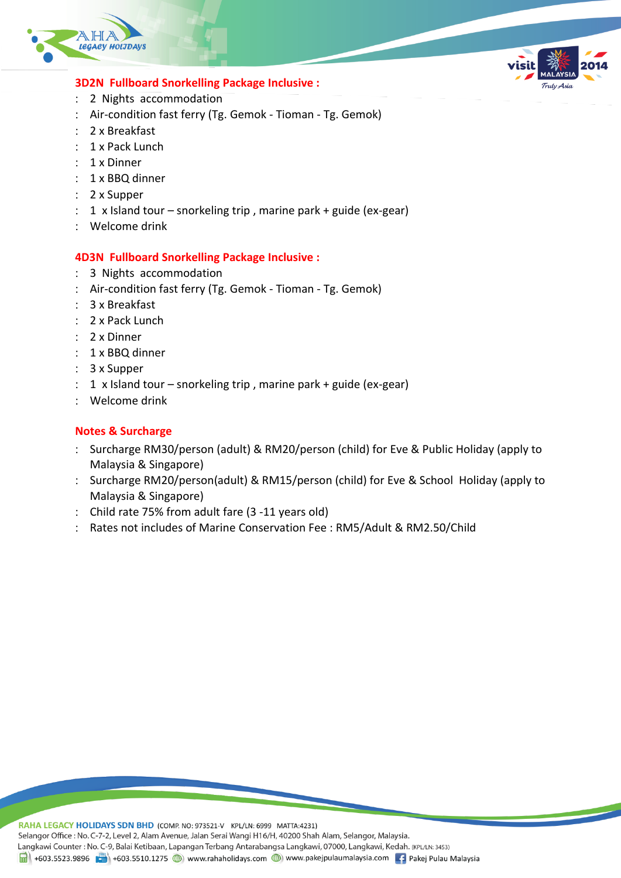## 3D2N Fullboard Snorkelling Package Inclusive :

- 2 Nights accommodation
- Air-condition fast ferry (Tg. Gemok - Tioman - Tg. Gemok)
- 2 x Breakfast
- 1 x Pack Lunch
- 1 x Dinner
- 1 x BBQ dinner
- 2 x Supper
- 1 x Island tour – snorkeling trip , marine park + guide (ex-gear)
- Welcome drink

## 4D3N Fullboard Snorkelling Package Inclusive :

- 3 Nights accommodation
- Air-condition fast ferry (Tg. Gemok - Tioman - Tg. Gemok)
- 3 x Breakfast
- 2 x Pack Lunch
- 2 x Dinner
- 1 x BBQ dinner
- 3 x Supper
- 1 x Island tour – snorkeling trip , marine park + guide (ex-gear)
- Welcome drink

## Notes & Surcharge

- Surcharge RM30/person (adult) & RM20/person (child) for Eve & Public Holiday (apply to Malaysia & Singapore)
- Surcharge RM20/person(adult) & RM15/person (child) for Eve & School Holiday (apply to Malaysia & Singapore)
- Child rate 75% from adult fare (3 -11 years old)
- Rates not includes of Marine Conservation Fee : RM5/Adult & RM2.50/Child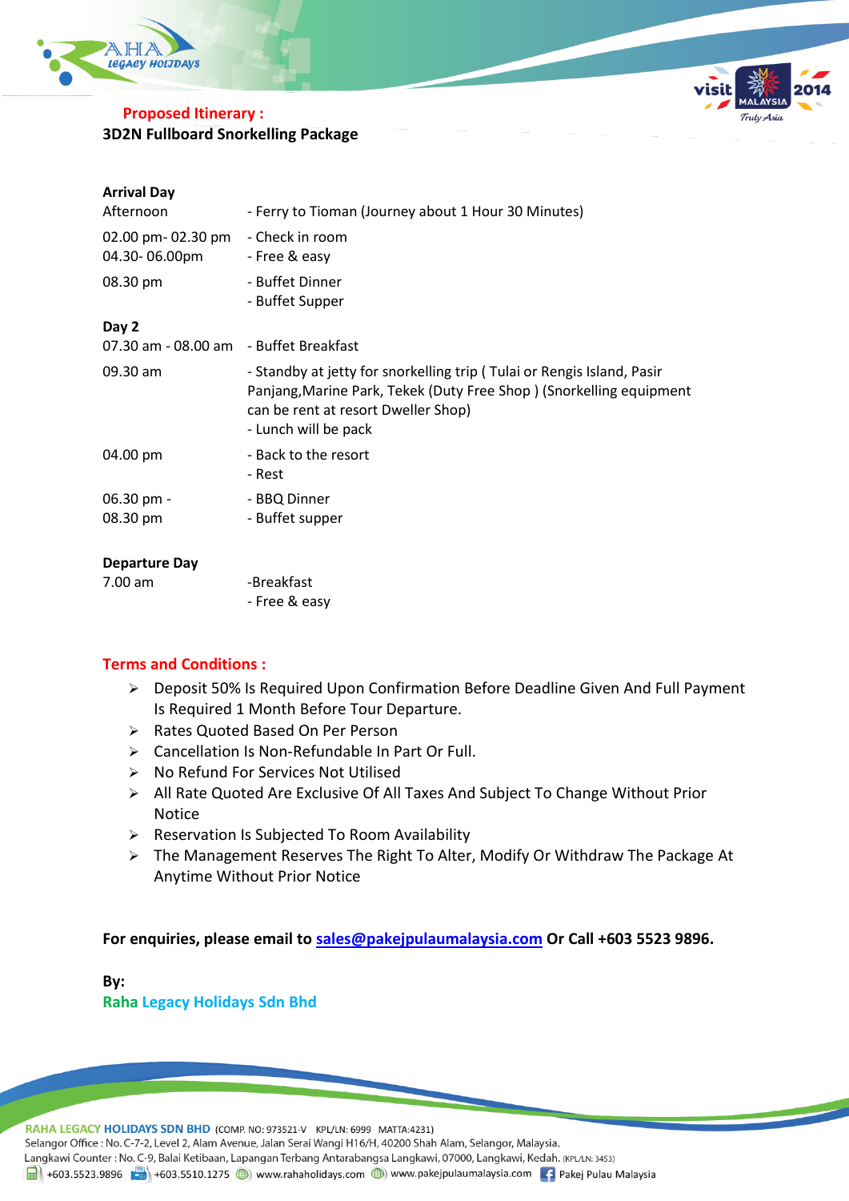**Proposed Itinerary :**

**3D2N Fullboard Snorkelling Package**

| | |
|---|---|
| **Arrival Day** | |
| Afternoon | - Ferry to Tioman (Journey about 1 Hour 30 Minutes) |
| 02.00 pm- 02.30 pm | - Check in room |
| 04.30- 06.00pm | - Free & easy |
| 08.30 pm | - Buffet Dinner<br>- Buffet Supper |
| **Day 2** | |
| 07.30 am - 08.00 am | - Buffet Breakfast |
| 09.30 am | - Standby at jetty for snorkelling trip ( Tulai or Rengis Island, Pasir Panjang,Marine Park, Tekek (Duty Free Shop ) (Snorkelling equipment can be rent at resort Dweller Shop)<br>- Lunch will be pack |
| 04.00 pm | - Back to the resort<br>- Rest |
| 06.30 pm -<br>08.30 pm | - BBQ Dinner<br>- Buffet supper |
| **Departure Day** | |
| 7.00 am | -Breakfast<br>- Free & easy |

**Terms and Conditions :**

- Deposit 50% Is Required Upon Confirmation Before Deadline Given And Full Payment Is Required 1 Month Before Tour Departure.
- Rates Quoted Based On Per Person
- Cancellation Is Non-Refundable In Part Or Full.
- No Refund For Services Not Utilised
- All Rate Quoted Are Exclusive Of All Taxes And Subject To Change Without Prior Notice
- Reservation Is Subjected To Room Availability
- The Management Reserves The Right To Alter, Modify Or Withdraw The Package At Anytime Without Prior Notice

**For enquiries, please email to sales@pakejpulaumalaysia.com Or Call +603 5523 9896.**

**By:**
**Raha Legacy Holidays Sdn Bhd**

RAHA LEGACY HOLIDAYS SDN BHD (COMP. NO: 973521-V KPL/LN: 6999 MATTA:4231)
Selangor Office : No. C-7-2, Level 2, Alam Avenue, Jalan Serai Wangi H16/H, 40200 Shah Alam, Selangor, Malaysia.
Langkawi Counter : No. C-9, Balai Ketibaan, Lapangan Terbang Antarabangsa Langkawi, 07000, Langkawi, Kedah. (KPL/LN: 3453)
+603.5523.9896 +603.5510.1275 www.rahaholidays.com www.pakejpulaumalaysia.com Pakej Pulau Malaysia